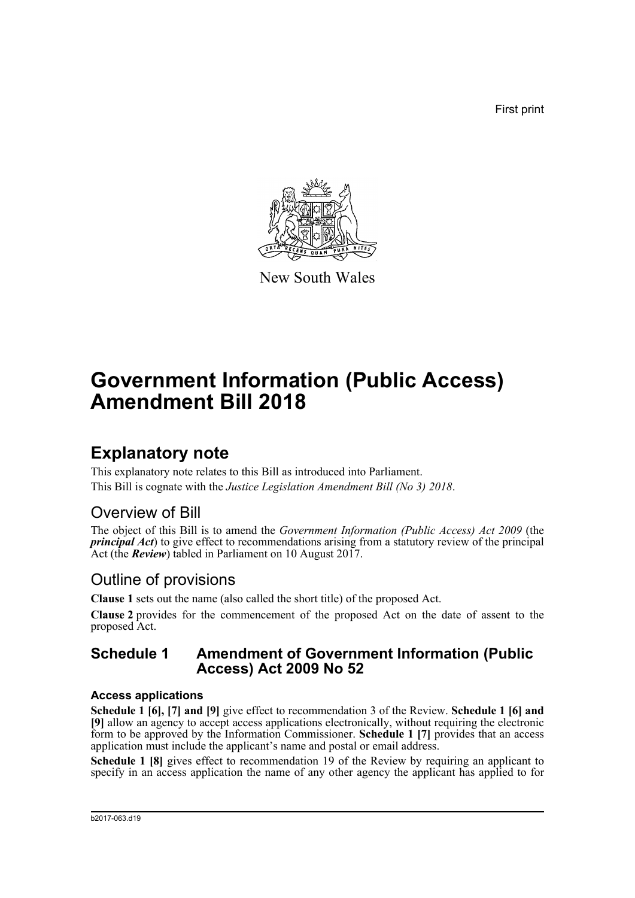First print

New South Wales

# Government Information (Public Access) Amendment Bill 2018

## Explanatory note

This explanatory note relates to this Bill as introduced into Parliament.

This Bill is cognate with the *Justice Legislation Amendment Bill (No 3) 2018*.

### Overview of Bill

The object of this Bill is to amend the *Government Information (Public Access) Act 2009* (the ***principal Act***) to give effect to recommendations arising from a statutory review of the principal Act (the ***Review***) tabled in Parliament on 10 August 2017.

### Outline of provisions

**Clause 1** sets out the name (also called the short title) of the proposed Act.

**Clause 2** provides for the commencement of the proposed Act on the date of assent to the proposed Act.

### Schedule 1 Amendment of Government Information (Public Access) Act 2009 No 52

#### Access applications

**Schedule 1 [6], [7] and [9]** give effect to recommendation 3 of the Review. **Schedule 1 [6] and [9]** allow an agency to accept access applications electronically, without requiring the electronic form to be approved by the Information Commissioner. **Schedule 1 [7]** provides that an access application must include the applicant's name and postal or email address.

**Schedule 1 [8]** gives effect to recommendation 19 of the Review by requiring an applicant to specify in an access application the name of any other agency the applicant has applied to for

b2017-063.d19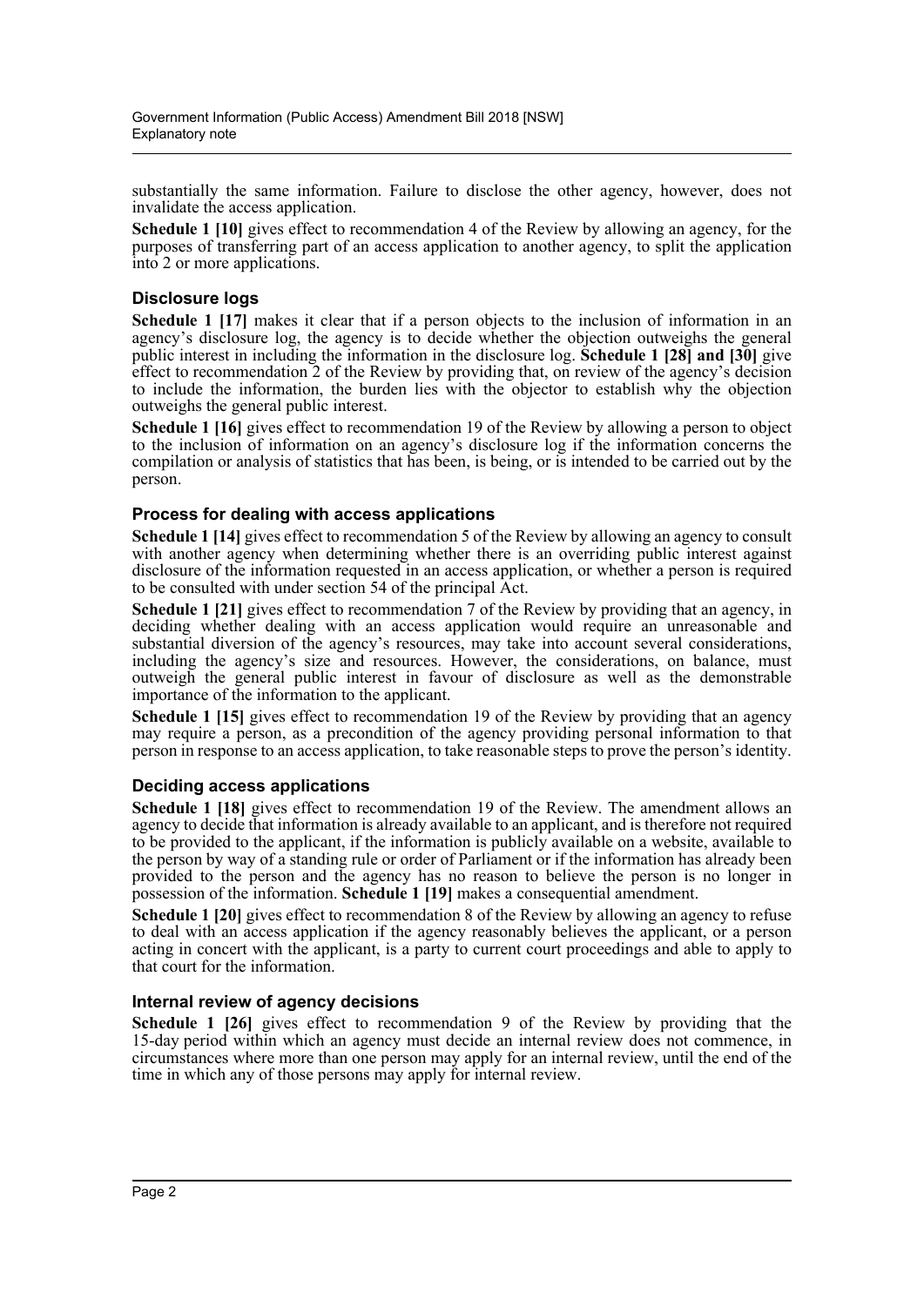substantially the same information. Failure to disclose the other agency, however, does not invalidate the access application.

**Schedule 1 [10]** gives effect to recommendation 4 of the Review by allowing an agency, for the purposes of transferring part of an access application to another agency, to split the application into 2 or more applications.

### Disclosure logs

**Schedule 1 [17]** makes it clear that if a person objects to the inclusion of information in an agency's disclosure log, the agency is to decide whether the objection outweighs the general public interest in including the information in the disclosure log. **Schedule 1 [28] and [30]** give effect to recommendation 2 of the Review by providing that, on review of the agency's decision to include the information, the burden lies with the objector to establish why the objection outweighs the general public interest.

**Schedule 1 [16]** gives effect to recommendation 19 of the Review by allowing a person to object to the inclusion of information on an agency's disclosure log if the information concerns the compilation or analysis of statistics that has been, is being, or is intended to be carried out by the person.

### Process for dealing with access applications

**Schedule 1 [14]** gives effect to recommendation 5 of the Review by allowing an agency to consult with another agency when determining whether there is an overriding public interest against disclosure of the information requested in an access application, or whether a person is required to be consulted with under section 54 of the principal Act.

**Schedule 1 [21]** gives effect to recommendation 7 of the Review by providing that an agency, in deciding whether dealing with an access application would require an unreasonable and substantial diversion of the agency's resources, may take into account several considerations, including the agency's size and resources. However, the considerations, on balance, must outweigh the general public interest in favour of disclosure as well as the demonstrable importance of the information to the applicant.

**Schedule 1 [15]** gives effect to recommendation 19 of the Review by providing that an agency may require a person, as a precondition of the agency providing personal information to that person in response to an access application, to take reasonable steps to prove the person's identity.

### Deciding access applications

**Schedule 1 [18]** gives effect to recommendation 19 of the Review. The amendment allows an agency to decide that information is already available to an applicant, and is therefore not required to be provided to the applicant, if the information is publicly available on a website, available to the person by way of a standing rule or order of Parliament or if the information has already been provided to the person and the agency has no reason to believe the person is no longer in possession of the information. **Schedule 1 [19]** makes a consequential amendment.

**Schedule 1 [20]** gives effect to recommendation 8 of the Review by allowing an agency to refuse to deal with an access application if the agency reasonably believes the applicant, or a person acting in concert with the applicant, is a party to current court proceedings and able to apply to that court for the information.

### Internal review of agency decisions

**Schedule 1 [26]** gives effect to recommendation 9 of the Review by providing that the 15-day period within which an agency must decide an internal review does not commence, in circumstances where more than one person may apply for an internal review, until the end of the time in which any of those persons may apply for internal review.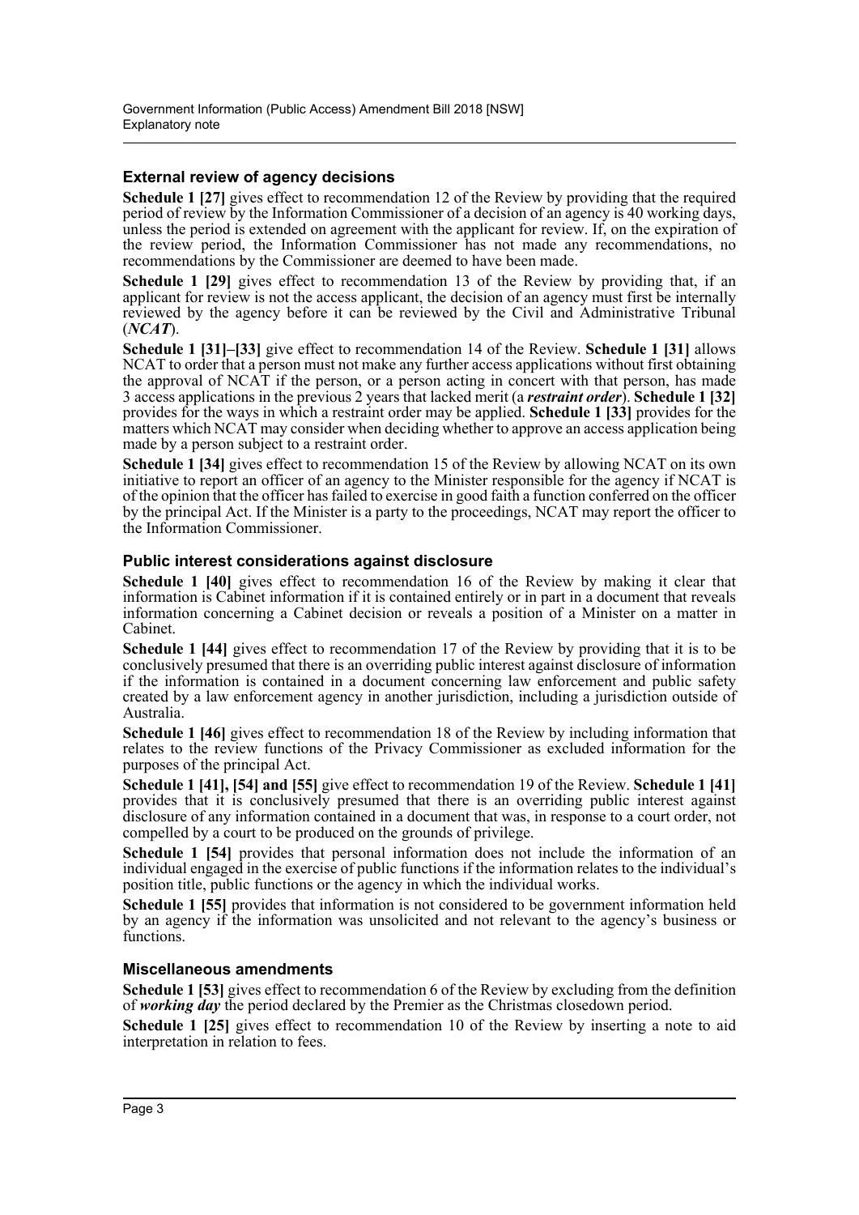### External review of agency decisions

**Schedule 1 [27]** gives effect to recommendation 12 of the Review by providing that the required period of review by the Information Commissioner of a decision of an agency is 40 working days, unless the period is extended on agreement with the applicant for review. If, on the expiration of the review period, the Information Commissioner has not made any recommendations, no recommendations by the Commissioner are deemed to have been made.

**Schedule 1 [29]** gives effect to recommendation 13 of the Review by providing that, if an applicant for review is not the access applicant, the decision of an agency must first be internally reviewed by the agency before it can be reviewed by the Civil and Administrative Tribunal (***NCAT***).

**Schedule 1 [31]–[33]** give effect to recommendation 14 of the Review. **Schedule 1 [31]** allows NCAT to order that a person must not make any further access applications without first obtaining the approval of NCAT if the person, or a person acting in concert with that person, has made 3 access applications in the previous 2 years that lacked merit (a ***restraint order***). **Schedule 1 [32]** provides for the ways in which a restraint order may be applied. **Schedule 1 [33]** provides for the matters which NCAT may consider when deciding whether to approve an access application being made by a person subject to a restraint order.

**Schedule 1 [34]** gives effect to recommendation 15 of the Review by allowing NCAT on its own initiative to report an officer of an agency to the Minister responsible for the agency if NCAT is of the opinion that the officer has failed to exercise in good faith a function conferred on the officer by the principal Act. If the Minister is a party to the proceedings, NCAT may report the officer to the Information Commissioner.

### Public interest considerations against disclosure

**Schedule 1 [40]** gives effect to recommendation 16 of the Review by making it clear that information is Cabinet information if it is contained entirely or in part in a document that reveals information concerning a Cabinet decision or reveals a position of a Minister on a matter in Cabinet.

**Schedule 1 [44]** gives effect to recommendation 17 of the Review by providing that it is to be conclusively presumed that there is an overriding public interest against disclosure of information if the information is contained in a document concerning law enforcement and public safety created by a law enforcement agency in another jurisdiction, including a jurisdiction outside of Australia.

**Schedule 1 [46]** gives effect to recommendation 18 of the Review by including information that relates to the review functions of the Privacy Commissioner as excluded information for the purposes of the principal Act.

**Schedule 1 [41], [54] and [55]** give effect to recommendation 19 of the Review. **Schedule 1 [41]** provides that it is conclusively presumed that there is an overriding public interest against disclosure of any information contained in a document that was, in response to a court order, not compelled by a court to be produced on the grounds of privilege.

**Schedule 1 [54]** provides that personal information does not include the information of an individual engaged in the exercise of public functions if the information relates to the individual's position title, public functions or the agency in which the individual works.

**Schedule 1 [55]** provides that information is not considered to be government information held by an agency if the information was unsolicited and not relevant to the agency's business or functions.

### Miscellaneous amendments

**Schedule 1 [53]** gives effect to recommendation 6 of the Review by excluding from the definition of ***working day*** the period declared by the Premier as the Christmas closedown period.

**Schedule 1 [25]** gives effect to recommendation 10 of the Review by inserting a note to aid interpretation in relation to fees.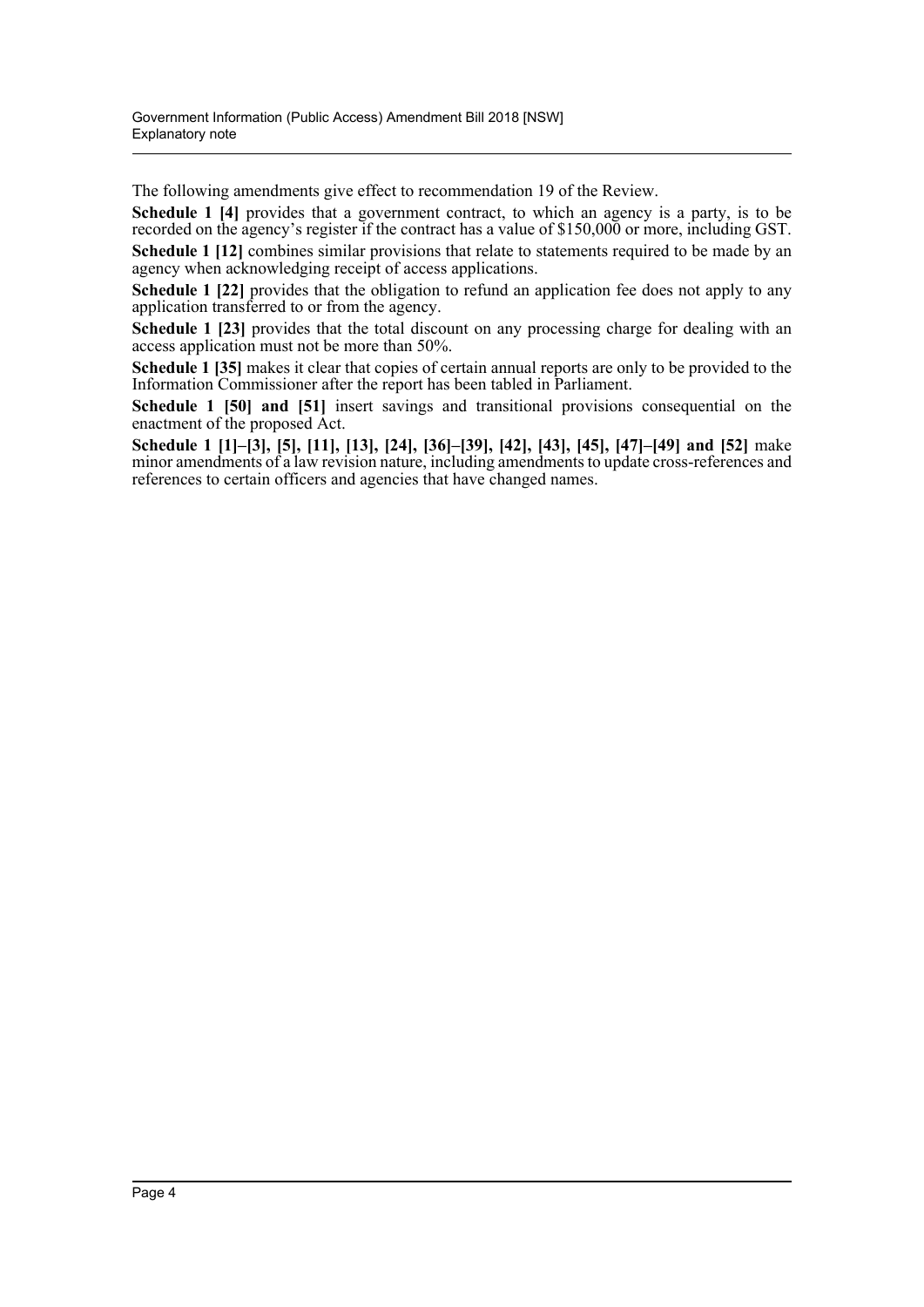The following amendments give effect to recommendation 19 of the Review.

**Schedule 1 [4]** provides that a government contract, to which an agency is a party, is to be recorded on the agency's register if the contract has a value of $150,000 or more, including GST.

**Schedule 1 [12]** combines similar provisions that relate to statements required to be made by an agency when acknowledging receipt of access applications.

**Schedule 1 [22]** provides that the obligation to refund an application fee does not apply to any application transferred to or from the agency.

**Schedule 1 [23]** provides that the total discount on any processing charge for dealing with an access application must not be more than 50%.

**Schedule 1 [35]** makes it clear that copies of certain annual reports are only to be provided to the Information Commissioner after the report has been tabled in Parliament.

**Schedule 1 [50] and [51]** insert savings and transitional provisions consequential on the enactment of the proposed Act.

**Schedule 1 [1]–[3], [5], [11], [13], [24], [36]–[39], [42], [43], [45], [47]–[49] and [52]** make minor amendments of a law revision nature, including amendments to update cross-references and references to certain officers and agencies that have changed names.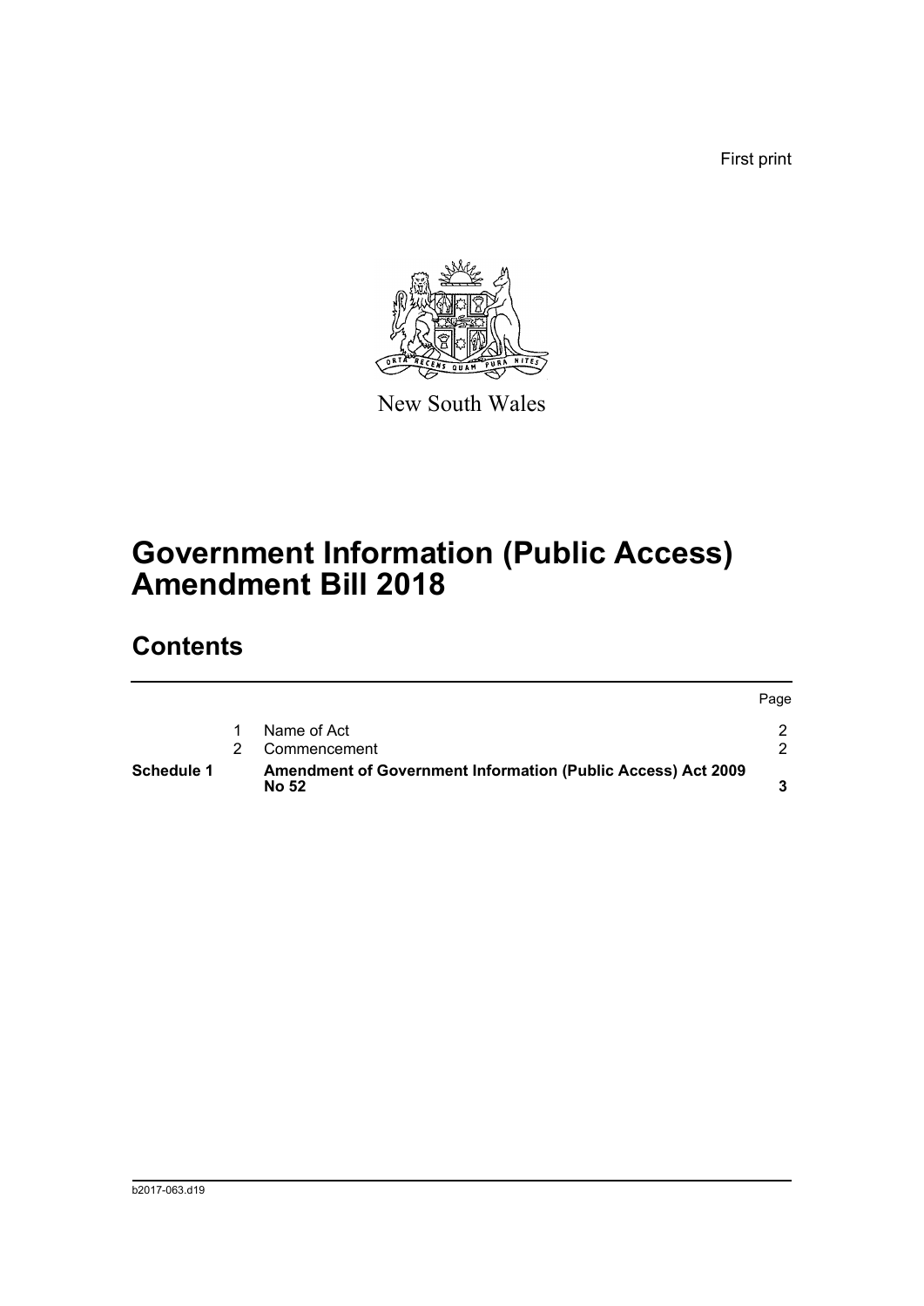First print

New South Wales

# Government Information (Public Access) Amendment Bill 2018

## Contents

| | | | Page |
|---|---|---|---|
| | 1 | Name of Act | 2 |
| | 2 | Commencement | 2 |
| **Schedule 1** | | **Amendment of Government Information (Public Access) Act 2009 No 52** | **3** |

b2017-063.d19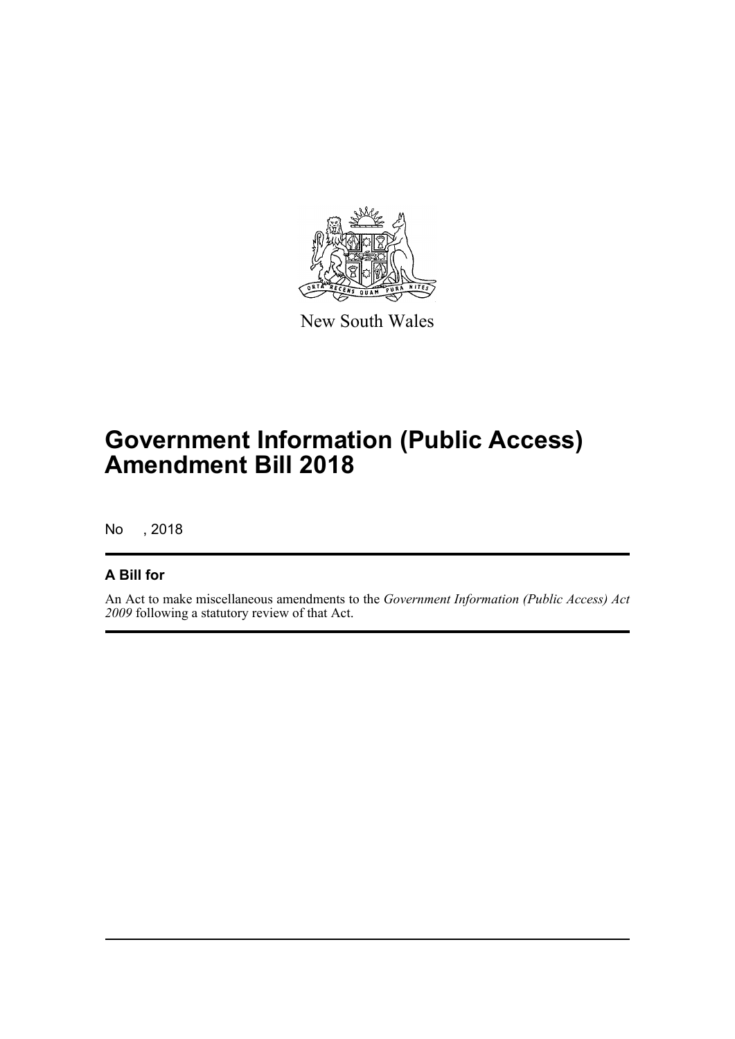New South Wales

# Government Information (Public Access) Amendment Bill 2018

No , 2018

## A Bill for

An Act to make miscellaneous amendments to the *Government Information (Public Access) Act 2009* following a statutory review of that Act.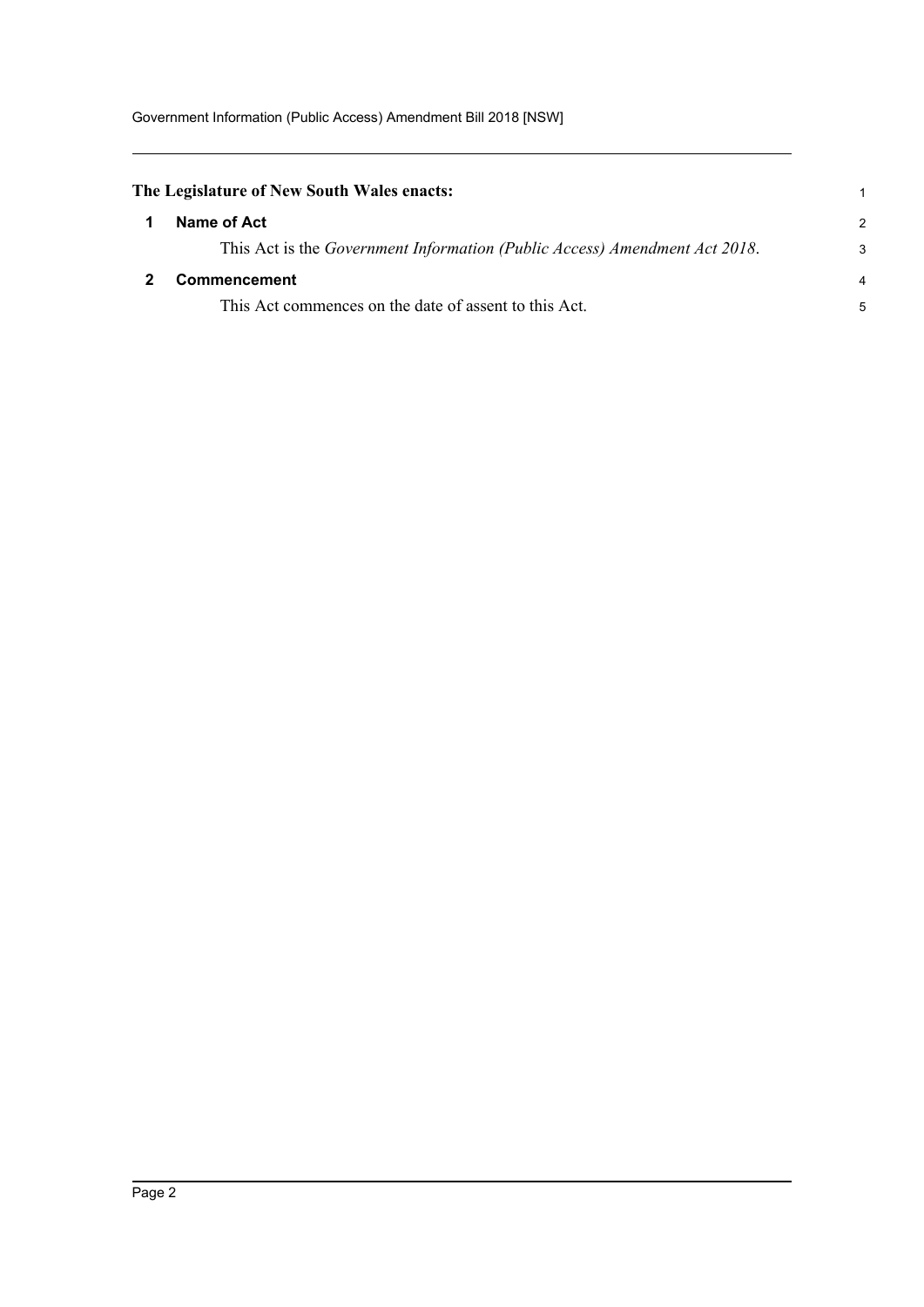**The Legislature of New South Wales enacts:**

## 1 Name of Act

This Act is the *Government Information (Public Access) Amendment Act 2018*.

## 2 Commencement

This Act commences on the date of assent to this Act.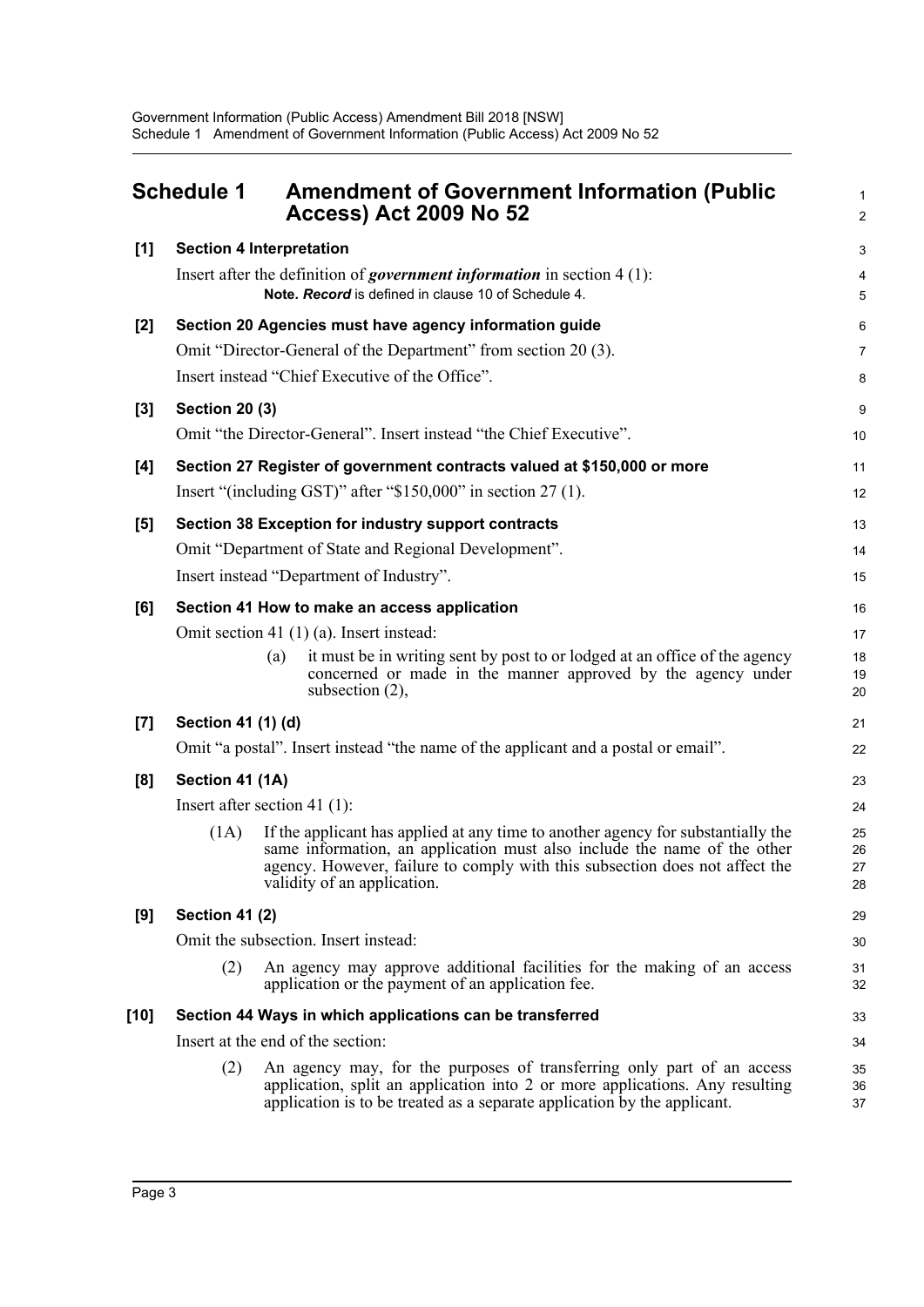# Schedule 1 Amendment of Government Information (Public Access) Act 2009 No 52

**[1] Section 4 Interpretation**

Insert after the definition of ***government information*** in section 4 (1):

> **Note.** ***Record*** is defined in clause 10 of Schedule 4.

**[2] Section 20 Agencies must have agency information guide**

Omit "Director-General of the Department" from section 20 (3).

Insert instead "Chief Executive of the Office".

**[3] Section 20 (3)**

Omit "the Director-General". Insert instead "the Chief Executive".

**[4] Section 27 Register of government contracts valued at $150,000 or more**

Insert "(including GST)" after "$150,000" in section 27 (1).

**[5] Section 38 Exception for industry support contracts**

Omit "Department of State and Regional Development".

Insert instead "Department of Industry".

**[6] Section 41 How to make an access application**

Omit section 41 (1) (a). Insert instead:

> (a) it must be in writing sent by post to or lodged at an office of the agency concerned or made in the manner approved by the agency under subsection (2),

**[7] Section 41 (1) (d)**

Omit "a postal". Insert instead "the name of the applicant and a postal or email".

**[8] Section 41 (1A)**

Insert after section 41 (1):

> (1A) If the applicant has applied at any time to another agency for substantially the same information, an application must also include the name of the other agency. However, failure to comply with this subsection does not affect the validity of an application.

**[9] Section 41 (2)**

Omit the subsection. Insert instead:

> (2) An agency may approve additional facilities for the making of an access application or the payment of an application fee.

**[10] Section 44 Ways in which applications can be transferred**

Insert at the end of the section:

> (2) An agency may, for the purposes of transferring only part of an access application, split an application into 2 or more applications. Any resulting application is to be treated as a separate application by the applicant.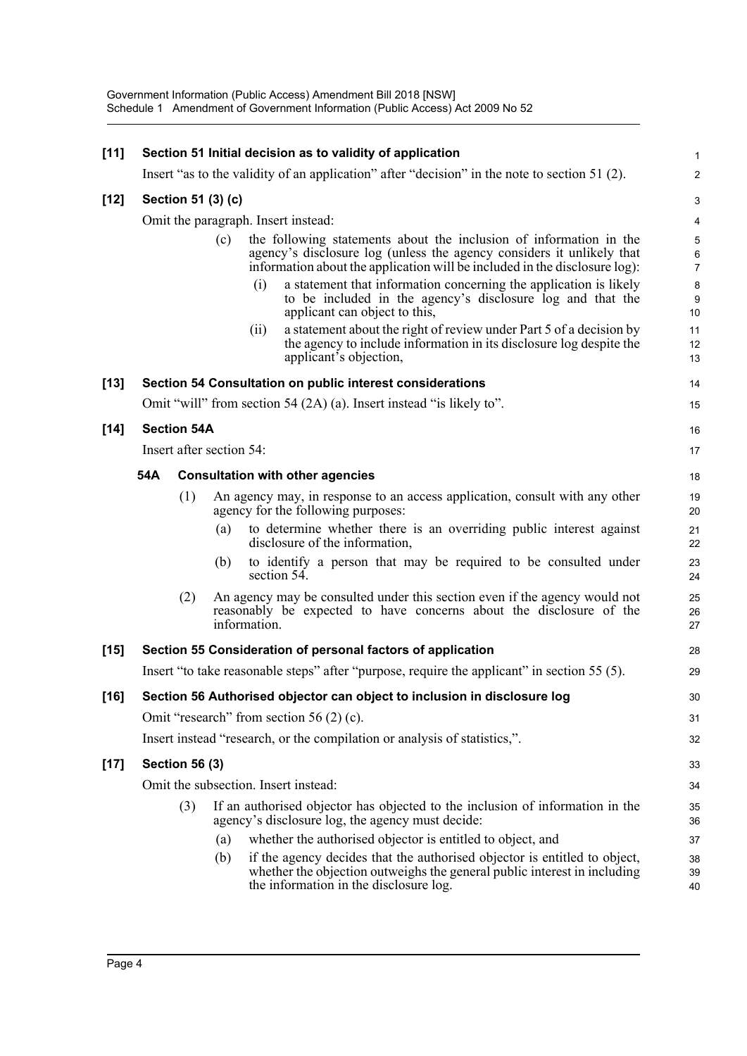**[11] Section 51 Initial decision as to validity of application**

Insert "as to the validity of an application" after "decision" in the note to section 51 (2).

**[12] Section 51 (3) (c)**

Omit the paragraph. Insert instead:

(c) the following statements about the inclusion of information in the agency's disclosure log (unless the agency considers it unlikely that information about the application will be included in the disclosure log):

(i) a statement that information concerning the application is likely to be included in the agency's disclosure log and that the applicant can object to this,

(ii) a statement about the right of review under Part 5 of a decision by the agency to include information in its disclosure log despite the applicant's objection,

**[13] Section 54 Consultation on public interest considerations**

Omit "will" from section 54 (2A) (a). Insert instead "is likely to".

**[14] Section 54A**

Insert after section 54:

**54A Consultation with other agencies**

(1) An agency may, in response to an access application, consult with any other agency for the following purposes:

(a) to determine whether there is an overriding public interest against disclosure of the information,

(b) to identify a person that may be required to be consulted under section 54.

(2) An agency may be consulted under this section even if the agency would not reasonably be expected to have concerns about the disclosure of the information.

**[15] Section 55 Consideration of personal factors of application**

Insert "to take reasonable steps" after "purpose, require the applicant" in section 55 (5).

**[16] Section 56 Authorised objector can object to inclusion in disclosure log**

Omit "research" from section 56 (2) (c).

Insert instead "research, or the compilation or analysis of statistics,".

**[17] Section 56 (3)**

Omit the subsection. Insert instead:

(3) If an authorised objector has objected to the inclusion of information in the agency's disclosure log, the agency must decide:

(a) whether the authorised objector is entitled to object, and

(b) if the agency decides that the authorised objector is entitled to object, whether the objection outweighs the general public interest in including the information in the disclosure log.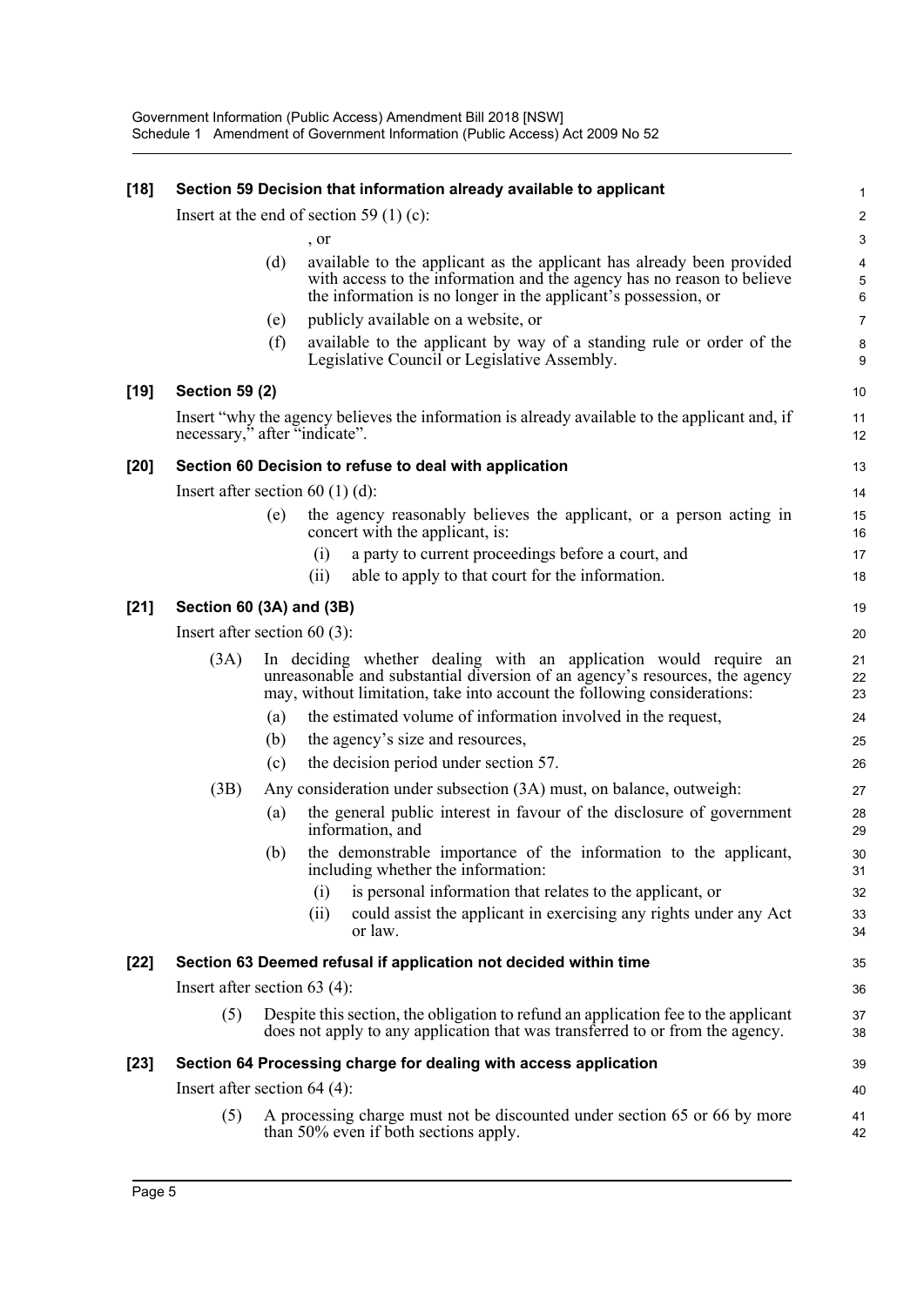**[18] Section 59 Decision that information already available to applicant**

Insert at the end of section 59 (1) (c):

, or

(d) available to the applicant as the applicant has already been provided with access to the information and the agency has no reason to believe the information is no longer in the applicant's possession, or

(e) publicly available on a website, or

(f) available to the applicant by way of a standing rule or order of the Legislative Council or Legislative Assembly.

**[19] Section 59 (2)**

Insert "why the agency believes the information is already available to the applicant and, if necessary," after "indicate".

**[20] Section 60 Decision to refuse to deal with application**

Insert after section 60 (1) (d):

(e) the agency reasonably believes the applicant, or a person acting in concert with the applicant, is:

(i) a party to current proceedings before a court, and

(ii) able to apply to that court for the information.

**[21] Section 60 (3A) and (3B)**

Insert after section 60 (3):

(3A) In deciding whether dealing with an application would require an unreasonable and substantial diversion of an agency's resources, the agency may, without limitation, take into account the following considerations:

(a) the estimated volume of information involved in the request,

(b) the agency's size and resources,

(c) the decision period under section 57.

(3B) Any consideration under subsection (3A) must, on balance, outweigh:

(a) the general public interest in favour of the disclosure of government information, and

(b) the demonstrable importance of the information to the applicant, including whether the information:

(i) is personal information that relates to the applicant, or

(ii) could assist the applicant in exercising any rights under any Act or law.

**[22] Section 63 Deemed refusal if application not decided within time**

Insert after section 63 (4):

(5) Despite this section, the obligation to refund an application fee to the applicant does not apply to any application that was transferred to or from the agency.

**[23] Section 64 Processing charge for dealing with access application**

Insert after section 64 (4):

(5) A processing charge must not be discounted under section 65 or 66 by more than 50% even if both sections apply.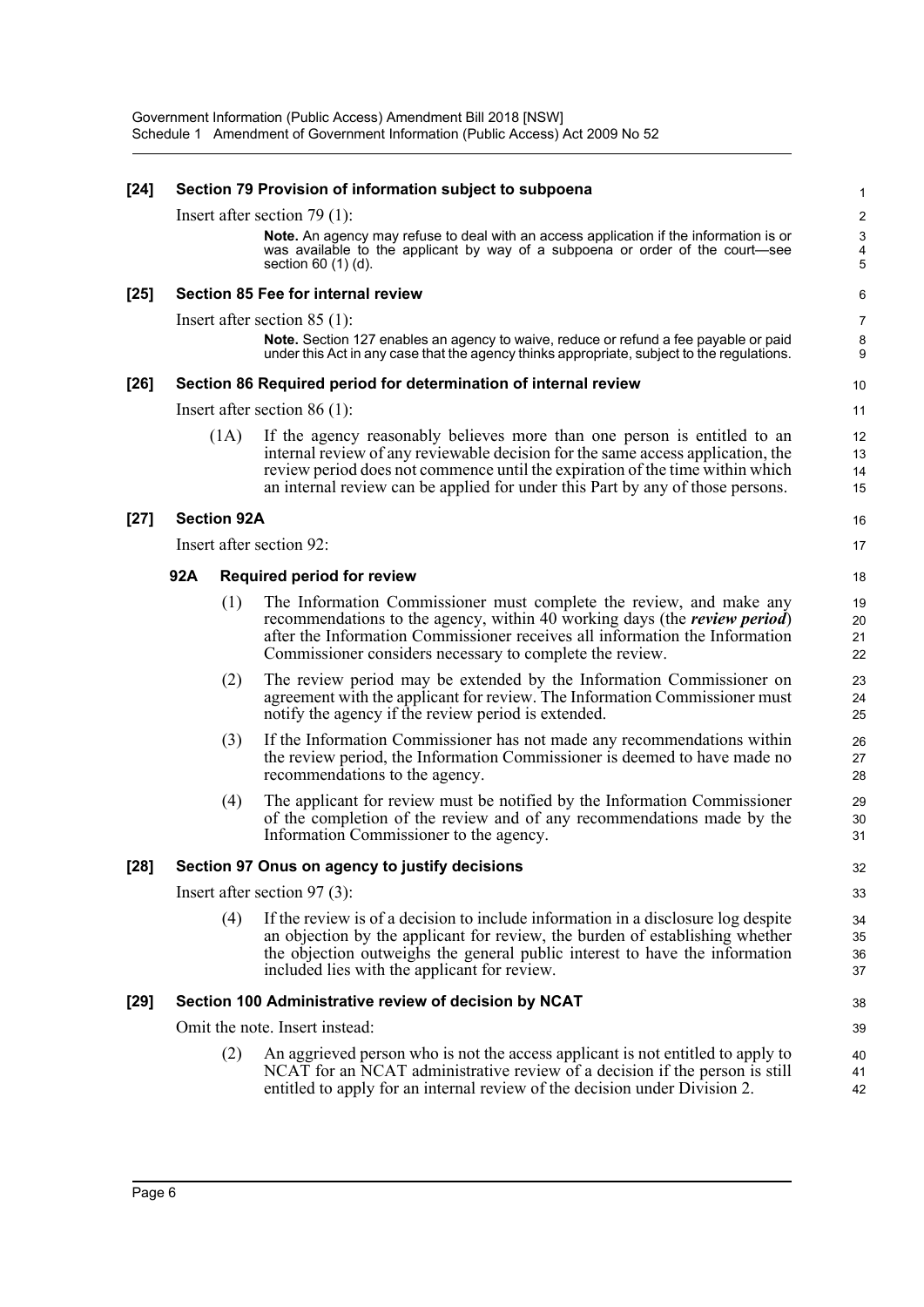**[24] Section 79 Provision of information subject to subpoena**

Insert after section 79 (1):

> **Note.** An agency may refuse to deal with an access application if the information is or was available to the applicant by way of a subpoena or order of the court—see section 60 (1) (d).

**[25] Section 85 Fee for internal review**

Insert after section 85 (1):

> **Note.** Section 127 enables an agency to waive, reduce or refund a fee payable or paid under this Act in any case that the agency thinks appropriate, subject to the regulations.

**[26] Section 86 Required period for determination of internal review**

Insert after section 86 (1):

(1A) If the agency reasonably believes more than one person is entitled to an internal review of any reviewable decision for the same access application, the review period does not commence until the expiration of the time within which an internal review can be applied for under this Part by any of those persons.

**[27] Section 92A**

Insert after section 92:

**92A Required period for review**

(1) The Information Commissioner must complete the review, and make any recommendations to the agency, within 40 working days (the ***review period***) after the Information Commissioner receives all information the Information Commissioner considers necessary to complete the review.

(2) The review period may be extended by the Information Commissioner on agreement with the applicant for review. The Information Commissioner must notify the agency if the review period is extended.

(3) If the Information Commissioner has not made any recommendations within the review period, the Information Commissioner is deemed to have made no recommendations to the agency.

(4) The applicant for review must be notified by the Information Commissioner of the completion of the review and of any recommendations made by the Information Commissioner to the agency.

**[28] Section 97 Onus on agency to justify decisions**

Insert after section 97 (3):

(4) If the review is of a decision to include information in a disclosure log despite an objection by the applicant for review, the burden of establishing whether the objection outweighs the general public interest to have the information included lies with the applicant for review.

**[29] Section 100 Administrative review of decision by NCAT**

Omit the note. Insert instead:

(2) An aggrieved person who is not the access applicant is not entitled to apply to NCAT for an NCAT administrative review of a decision if the person is still entitled to apply for an internal review of the decision under Division 2.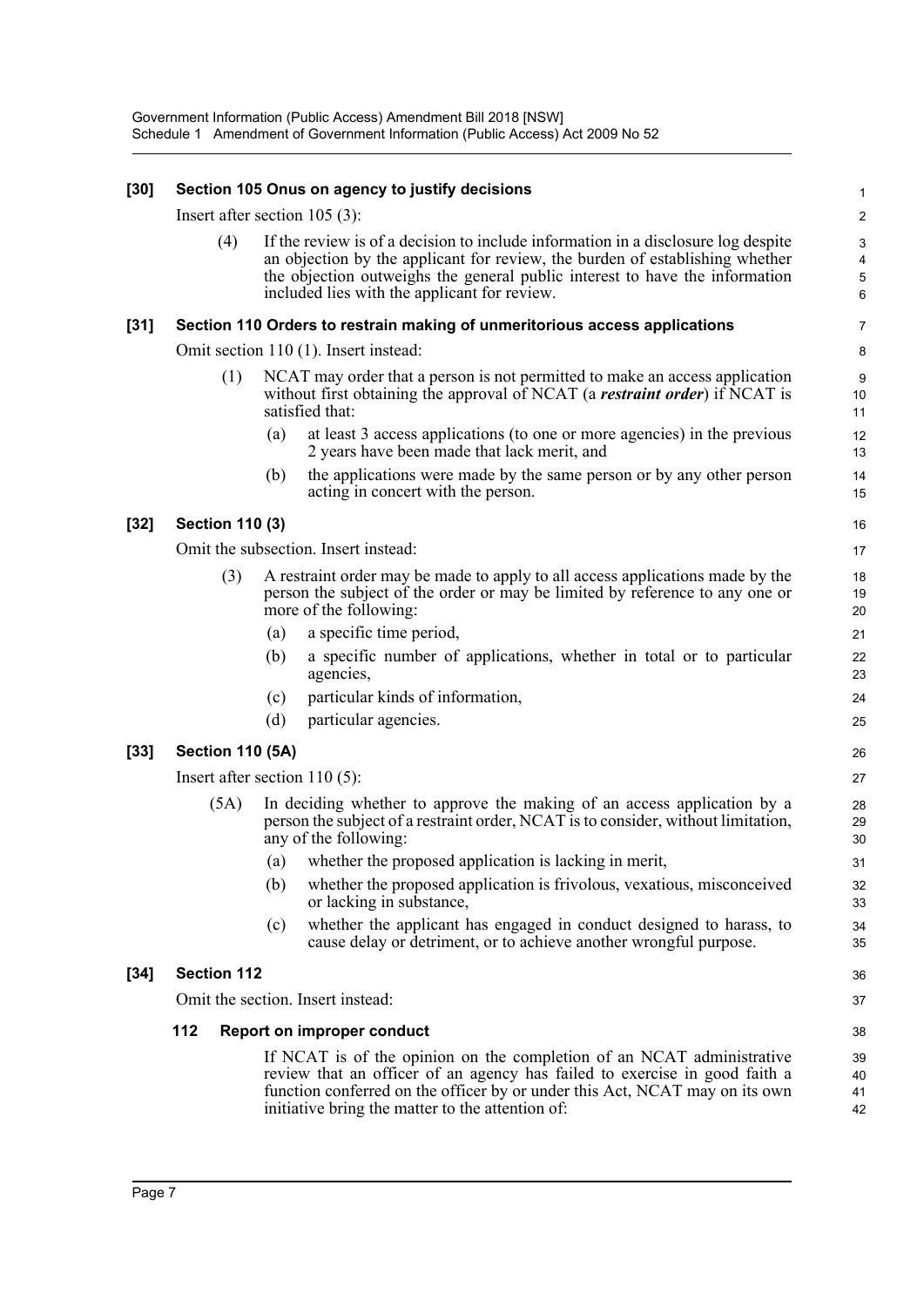**[30] Section 105 Onus on agency to justify decisions**

Insert after section 105 (3):

(4) If the review is of a decision to include information in a disclosure log despite an objection by the applicant for review, the burden of establishing whether the objection outweighs the general public interest to have the information included lies with the applicant for review.

**[31] Section 110 Orders to restrain making of unmeritorious access applications**

Omit section 110 (1). Insert instead:

(1) NCAT may order that a person is not permitted to make an access application without first obtaining the approval of NCAT (a ***restraint order***) if NCAT is satisfied that:

(a) at least 3 access applications (to one or more agencies) in the previous 2 years have been made that lack merit, and

(b) the applications were made by the same person or by any other person acting in concert with the person.

**[32] Section 110 (3)**

Omit the subsection. Insert instead:

(3) A restraint order may be made to apply to all access applications made by the person the subject of the order or may be limited by reference to any one or more of the following:

(a) a specific time period,

(b) a specific number of applications, whether in total or to particular agencies,

(c) particular kinds of information,

(d) particular agencies.

**[33] Section 110 (5A)**

Insert after section 110 (5):

(5A) In deciding whether to approve the making of an access application by a person the subject of a restraint order, NCAT is to consider, without limitation, any of the following:

(a) whether the proposed application is lacking in merit,

(b) whether the proposed application is frivolous, vexatious, misconceived or lacking in substance,

(c) whether the applicant has engaged in conduct designed to harass, to cause delay or detriment, or to achieve another wrongful purpose.

**[34] Section 112**

Omit the section. Insert instead:

**112 Report on improper conduct**

If NCAT is of the opinion on the completion of an NCAT administrative review that an officer of an agency has failed to exercise in good faith a function conferred on the officer by or under this Act, NCAT may on its own initiative bring the matter to the attention of: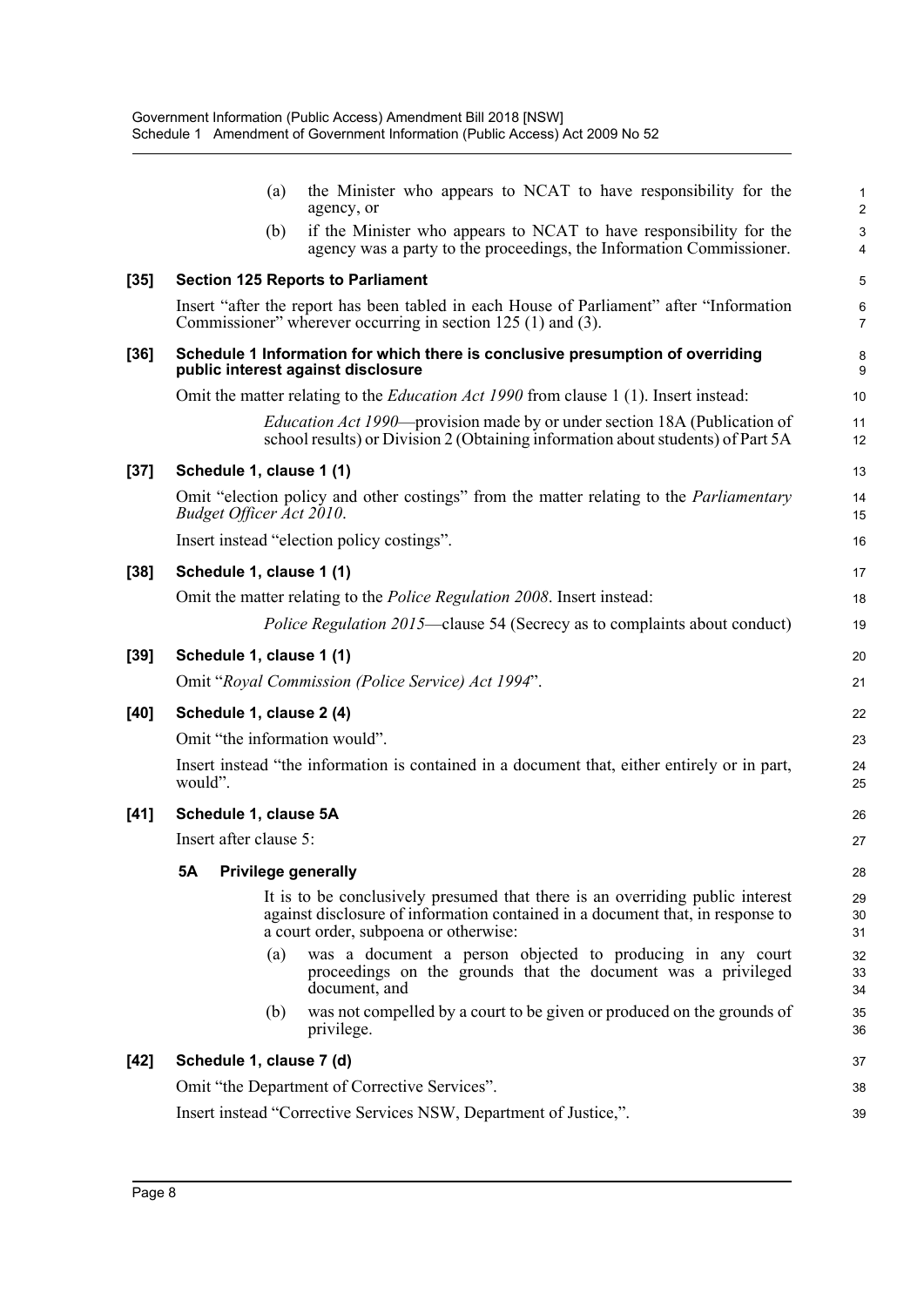(a) the Minister who appears to NCAT to have responsibility for the agency, or

(b) if the Minister who appears to NCAT to have responsibility for the agency was a party to the proceedings, the Information Commissioner.

**[35] Section 125 Reports to Parliament**

Insert "after the report has been tabled in each House of Parliament" after "Information Commissioner" wherever occurring in section 125 (1) and (3).

**[36] Schedule 1 Information for which there is conclusive presumption of overriding public interest against disclosure**

Omit the matter relating to the *Education Act 1990* from clause 1 (1). Insert instead:

> *Education Act 1990*—provision made by or under section 18A (Publication of school results) or Division 2 (Obtaining information about students) of Part 5A

**[37] Schedule 1, clause 1 (1)**

Omit "election policy and other costings" from the matter relating to the *Parliamentary Budget Officer Act 2010*.

Insert instead "election policy costings".

**[38] Schedule 1, clause 1 (1)**

Omit the matter relating to the *Police Regulation 2008*. Insert instead:

> *Police Regulation 2015*—clause 54 (Secrecy as to complaints about conduct)

**[39] Schedule 1, clause 1 (1)**

Omit "*Royal Commission (Police Service) Act 1994*".

**[40] Schedule 1, clause 2 (4)**

Omit "the information would".

Insert instead "the information is contained in a document that, either entirely or in part, would".

**[41] Schedule 1, clause 5A**

Insert after clause 5:

**5A Privilege generally**

It is to be conclusively presumed that there is an overriding public interest against disclosure of information contained in a document that, in response to a court order, subpoena or otherwise:

(a) was a document a person objected to producing in any court proceedings on the grounds that the document was a privileged document, and

(b) was not compelled by a court to be given or produced on the grounds of privilege.

**[42] Schedule 1, clause 7 (d)**

Omit "the Department of Corrective Services".

Insert instead "Corrective Services NSW, Department of Justice,".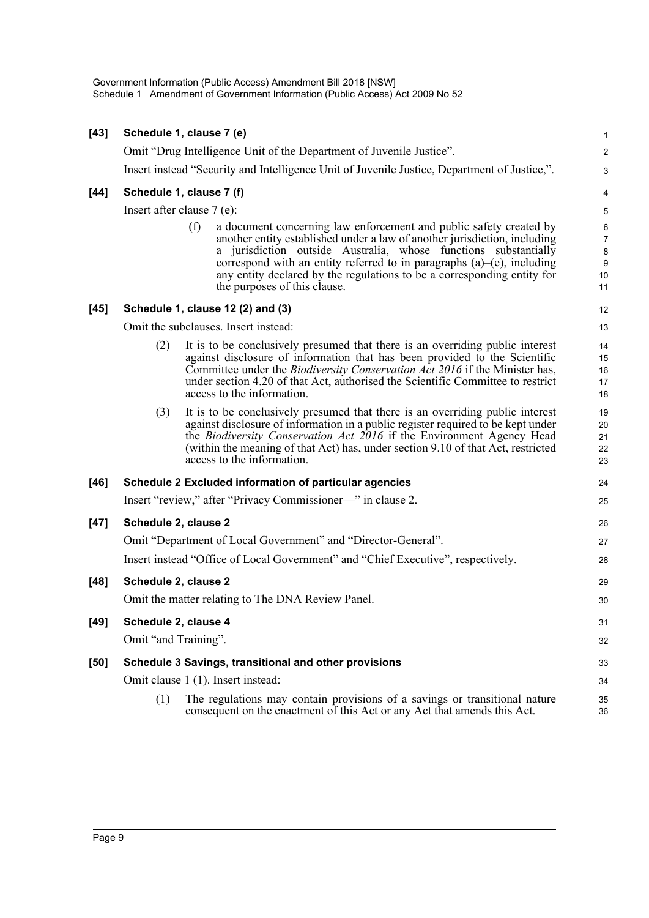**[43] Schedule 1, clause 7 (e)**

Omit "Drug Intelligence Unit of the Department of Juvenile Justice".

Insert instead "Security and Intelligence Unit of Juvenile Justice, Department of Justice,".

**[44] Schedule 1, clause 7 (f)**

Insert after clause 7 (e):

> (f) a document concerning law enforcement and public safety created by another entity established under a law of another jurisdiction, including a jurisdiction outside Australia, whose functions substantially correspond with an entity referred to in paragraphs (a)–(e), including any entity declared by the regulations to be a corresponding entity for the purposes of this clause.

**[45] Schedule 1, clause 12 (2) and (3)**

Omit the subclauses. Insert instead:

> (2) It is to be conclusively presumed that there is an overriding public interest against disclosure of information that has been provided to the Scientific Committee under the *Biodiversity Conservation Act 2016* if the Minister has, under section 4.20 of that Act, authorised the Scientific Committee to restrict access to the information.
>
> (3) It is to be conclusively presumed that there is an overriding public interest against disclosure of information in a public register required to be kept under the *Biodiversity Conservation Act 2016* if the Environment Agency Head (within the meaning of that Act) has, under section 9.10 of that Act, restricted access to the information.

**[46] Schedule 2 Excluded information of particular agencies**

Insert "review," after "Privacy Commissioner—" in clause 2.

**[47] Schedule 2, clause 2**

Omit "Department of Local Government" and "Director-General".

Insert instead "Office of Local Government" and "Chief Executive", respectively.

**[48] Schedule 2, clause 2**

Omit the matter relating to The DNA Review Panel.

**[49] Schedule 2, clause 4**

Omit "and Training".

**[50] Schedule 3 Savings, transitional and other provisions**

Omit clause 1 (1). Insert instead:

> (1) The regulations may contain provisions of a savings or transitional nature consequent on the enactment of this Act or any Act that amends this Act.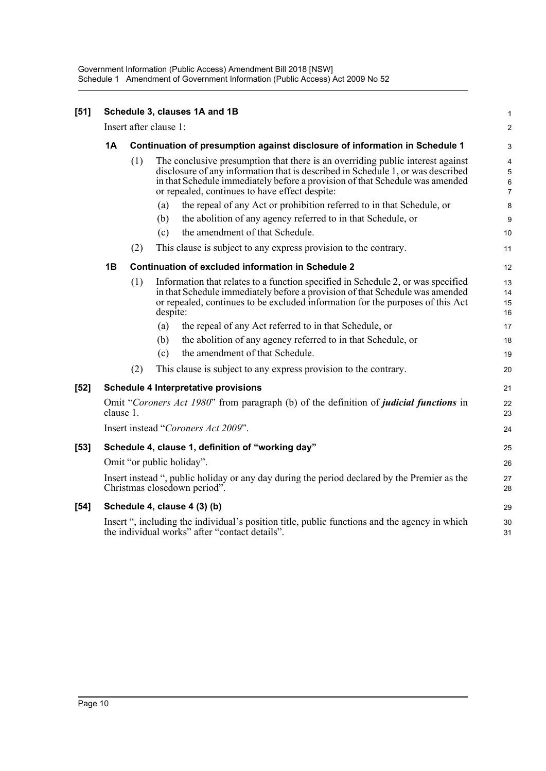**[51] Schedule 3, clauses 1A and 1B**

Insert after clause 1:

**1A Continuation of presumption against disclosure of information in Schedule 1**

(1) The conclusive presumption that there is an overriding public interest against disclosure of any information that is described in Schedule 1, or was described in that Schedule immediately before a provision of that Schedule was amended or repealed, continues to have effect despite:

(a) the repeal of any Act or prohibition referred to in that Schedule, or

(b) the abolition of any agency referred to in that Schedule, or

(c) the amendment of that Schedule.

(2) This clause is subject to any express provision to the contrary.

**1B Continuation of excluded information in Schedule 2**

(1) Information that relates to a function specified in Schedule 2, or was specified in that Schedule immediately before a provision of that Schedule was amended or repealed, continues to be excluded information for the purposes of this Act despite:

(a) the repeal of any Act referred to in that Schedule, or

(b) the abolition of any agency referred to in that Schedule, or

(c) the amendment of that Schedule.

(2) This clause is subject to any express provision to the contrary.

**[52] Schedule 4 Interpretative provisions**

Omit "*Coroners Act 1980*" from paragraph (b) of the definition of ***judicial functions*** in clause 1.

Insert instead "*Coroners Act 2009*".

**[53] Schedule 4, clause 1, definition of "working day"**

Omit "or public holiday".

Insert instead ", public holiday or any day during the period declared by the Premier as the Christmas closedown period".

**[54] Schedule 4, clause 4 (3) (b)**

Insert ", including the individual's position title, public functions and the agency in which the individual works" after "contact details".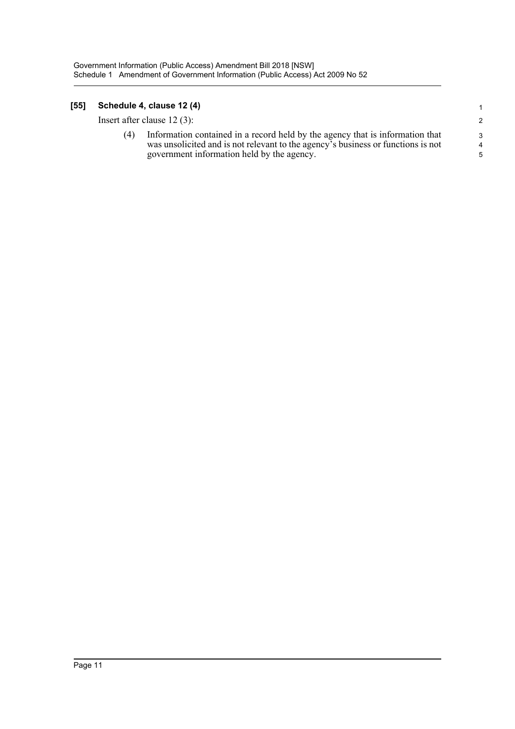**[55] Schedule 4, clause 12 (4)**

Insert after clause 12 (3):

(4) Information contained in a record held by the agency that is information that was unsolicited and is not relevant to the agency's business or functions is not government information held by the agency.